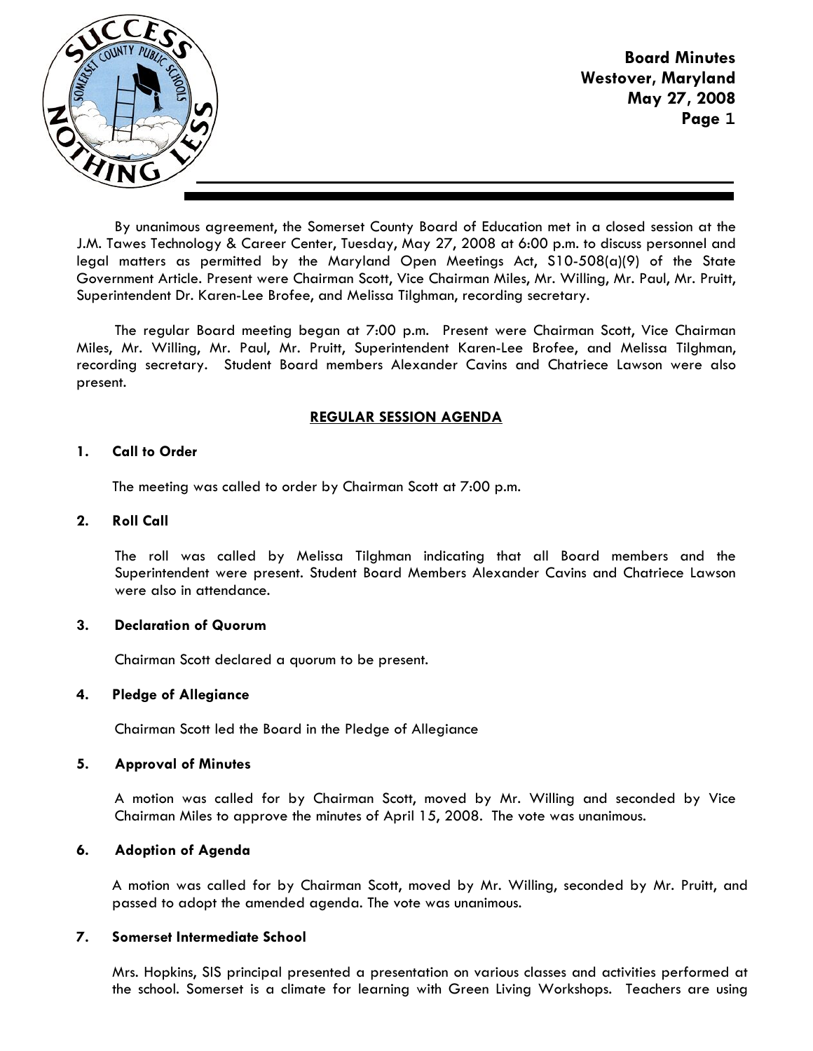**Board Minutes**
**Westover, Maryland**
**May 27, 2008**

By unanimous agreement, the Somerset County Board of Education met in a closed session at the J.M. Tawes Technology & Career Center, Tuesday, May 27, 2008 at 6:00 p.m. to discuss personnel and legal matters as permitted by the Maryland Open Meetings Act, S10-508(a)(9) of the State Government Article. Present were Chairman Scott, Vice Chairman Miles, Mr. Willing, Mr. Paul, Mr. Pruitt, Superintendent Dr. Karen-Lee Brofee, and Melissa Tilghman, recording secretary.

The regular Board meeting began at 7:00 p.m. Present were Chairman Scott, Vice Chairman Miles, Mr. Willing, Mr. Paul, Mr. Pruitt, Superintendent Karen-Lee Brofee, and Melissa Tilghman, recording secretary. Student Board members Alexander Cavins and Chatriece Lawson were also present.

## REGULAR SESSION AGENDA

**1. Call to Order**

The meeting was called to order by Chairman Scott at 7:00 p.m.

**2. Roll Call**

The roll was called by Melissa Tilghman indicating that all Board members and the Superintendent were present. Student Board Members Alexander Cavins and Chatriece Lawson were also in attendance.

**3. Declaration of Quorum**

Chairman Scott declared a quorum to be present.

**4. Pledge of Allegiance**

Chairman Scott led the Board in the Pledge of Allegiance

**5. Approval of Minutes**

A motion was called for by Chairman Scott, moved by Mr. Willing and seconded by Vice Chairman Miles to approve the minutes of April 15, 2008. The vote was unanimous.

**6. Adoption of Agenda**

A motion was called for by Chairman Scott, moved by Mr. Willing, seconded by Mr. Pruitt, and passed to adopt the amended agenda. The vote was unanimous.

**7. Somerset Intermediate School**

Mrs. Hopkins, SIS principal presented a presentation on various classes and activities performed at the school. Somerset is a climate for learning with Green Living Workshops. Teachers are using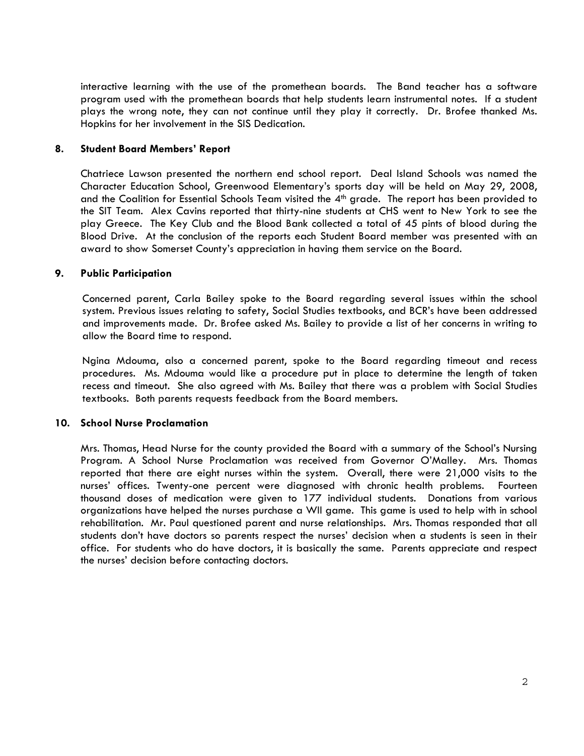interactive learning with the use of the promethean boards. The Band teacher has a software program used with the promethean boards that help students learn instrumental notes. If a student plays the wrong note, they can not continue until they play it correctly. Dr. Brofee thanked Ms. Hopkins for her involvement in the SIS Dedication.

## 8. Student Board Members' Report

Chatriece Lawson presented the northern end school report. Deal Island Schools was named the Character Education School, Greenwood Elementary's sports day will be held on May 29, 2008, and the Coalition for Essential Schools Team visited the 4th grade. The report has been provided to the SIT Team. Alex Cavins reported that thirty-nine students at CHS went to New York to see the play Greece. The Key Club and the Blood Bank collected a total of 45 pints of blood during the Blood Drive. At the conclusion of the reports each Student Board member was presented with an award to show Somerset County's appreciation in having them service on the Board.

## 9. Public Participation

Concerned parent, Carla Bailey spoke to the Board regarding several issues within the school system. Previous issues relating to safety, Social Studies textbooks, and BCR's have been addressed and improvements made. Dr. Brofee asked Ms. Bailey to provide a list of her concerns in writing to allow the Board time to respond.

Ngina Mdouma, also a concerned parent, spoke to the Board regarding timeout and recess procedures. Ms. Mdouma would like a procedure put in place to determine the length of taken recess and timeout. She also agreed with Ms. Bailey that there was a problem with Social Studies textbooks. Both parents requests feedback from the Board members.

## 10. School Nurse Proclamation

Mrs. Thomas, Head Nurse for the county provided the Board with a summary of the School's Nursing Program. A School Nurse Proclamation was received from Governor O'Malley. Mrs. Thomas reported that there are eight nurses within the system. Overall, there were 21,000 visits to the nurses' offices. Twenty-one percent were diagnosed with chronic health problems. Fourteen thousand doses of medication were given to 177 individual students. Donations from various organizations have helped the nurses purchase a WII game. This game is used to help with in school rehabilitation. Mr. Paul questioned parent and nurse relationships. Mrs. Thomas responded that all students don't have doctors so parents respect the nurses' decision when a students is seen in their office. For students who do have doctors, it is basically the same. Parents appreciate and respect the nurses' decision before contacting doctors.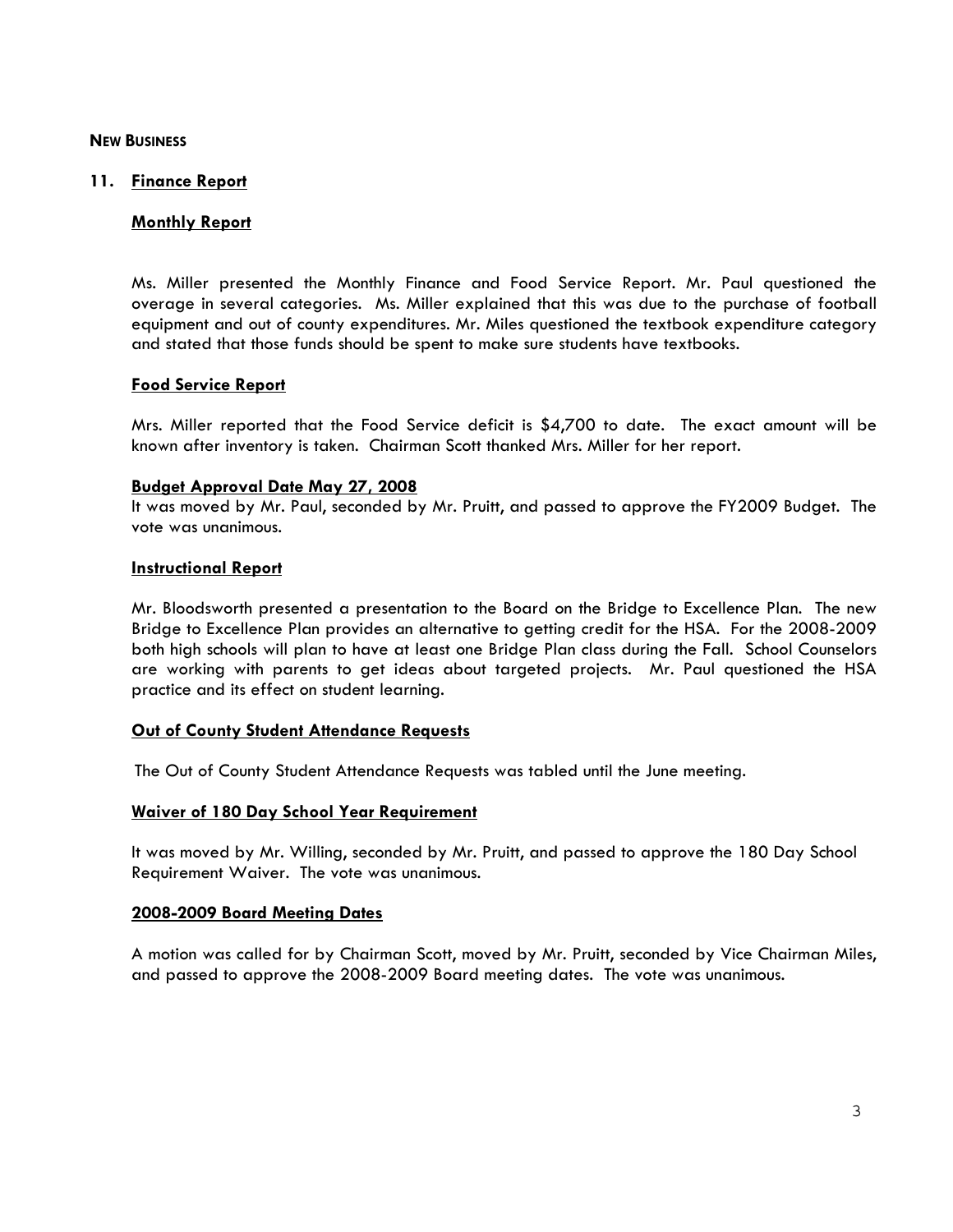**NEW BUSINESS**

**11. Finance Report**

**Monthly Report**

Ms. Miller presented the Monthly Finance and Food Service Report. Mr. Paul questioned the overage in several categories. Ms. Miller explained that this was due to the purchase of football equipment and out of county expenditures. Mr. Miles questioned the textbook expenditure category and stated that those funds should be spent to make sure students have textbooks.

**Food Service Report**

Mrs. Miller reported that the Food Service deficit is $4,700 to date. The exact amount will be known after inventory is taken. Chairman Scott thanked Mrs. Miller for her report.

**Budget Approval Date May 27, 2008**

It was moved by Mr. Paul, seconded by Mr. Pruitt, and passed to approve the FY2009 Budget. The vote was unanimous.

**Instructional Report**

Mr. Bloodsworth presented a presentation to the Board on the Bridge to Excellence Plan. The new Bridge to Excellence Plan provides an alternative to getting credit for the HSA. For the 2008-2009 both high schools will plan to have at least one Bridge Plan class during the Fall. School Counselors are working with parents to get ideas about targeted projects. Mr. Paul questioned the HSA practice and its effect on student learning.

**Out of County Student Attendance Requests**

The Out of County Student Attendance Requests was tabled until the June meeting.

**Waiver of 180 Day School Year Requirement**

It was moved by Mr. Willing, seconded by Mr. Pruitt, and passed to approve the 180 Day School Requirement Waiver. The vote was unanimous.

**2008-2009 Board Meeting Dates**

A motion was called for by Chairman Scott, moved by Mr. Pruitt, seconded by Vice Chairman Miles, and passed to approve the 2008-2009 Board meeting dates. The vote was unanimous.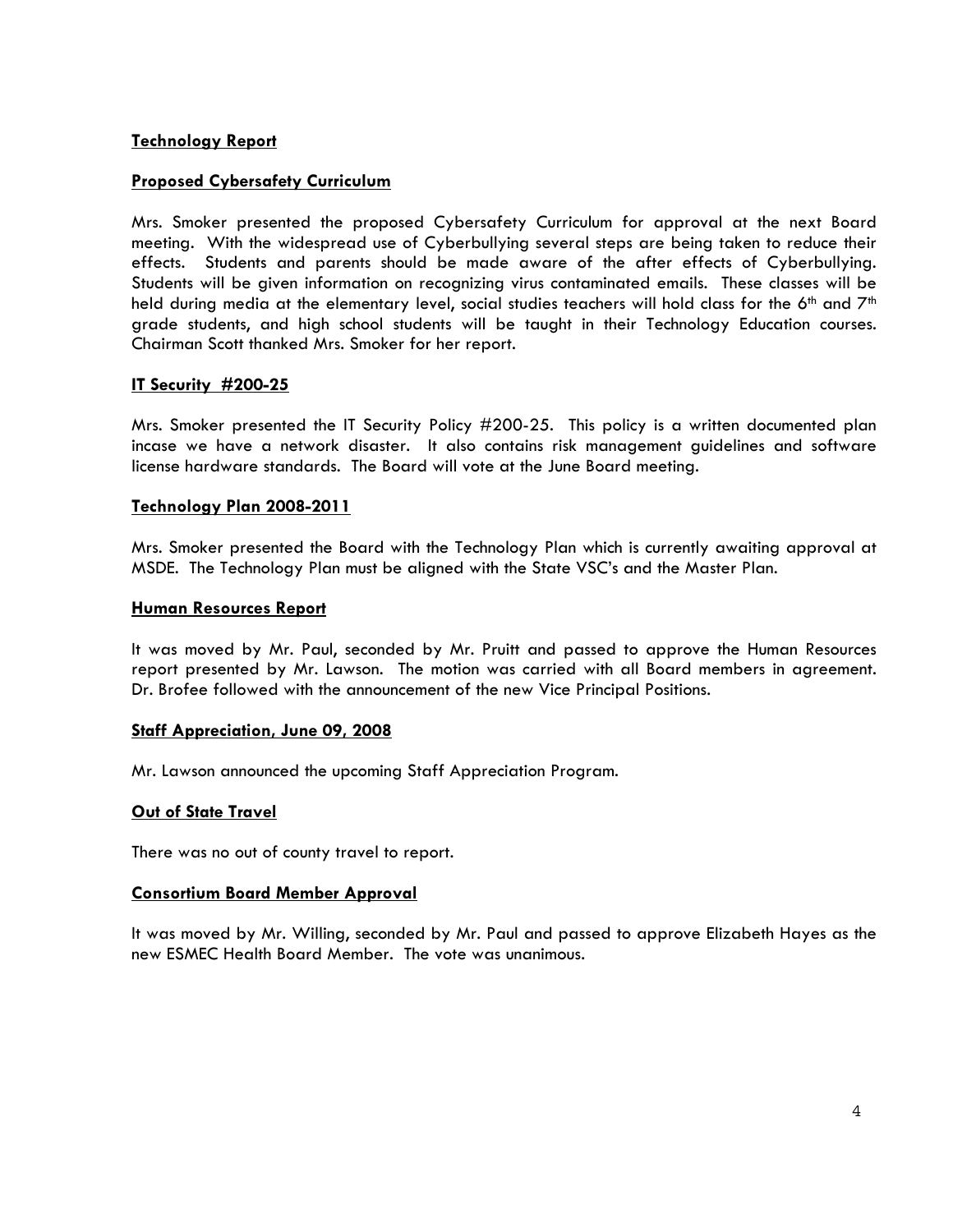**Technology Report**

**Proposed Cybersafety Curriculum**

Mrs. Smoker presented the proposed Cybersafety Curriculum for approval at the next Board meeting. With the widespread use of Cyberbullying several steps are being taken to reduce their effects. Students and parents should be made aware of the after effects of Cyberbullying. Students will be given information on recognizing virus contaminated emails. These classes will be held during media at the elementary level, social studies teachers will hold class for the 6th and 7th grade students, and high school students will be taught in their Technology Education courses. Chairman Scott thanked Mrs. Smoker for her report.

**IT Security #200-25**

Mrs. Smoker presented the IT Security Policy #200-25. This policy is a written documented plan incase we have a network disaster. It also contains risk management guidelines and software license hardware standards. The Board will vote at the June Board meeting.

**Technology Plan 2008-2011**

Mrs. Smoker presented the Board with the Technology Plan which is currently awaiting approval at MSDE. The Technology Plan must be aligned with the State VSC's and the Master Plan.

**Human Resources Report**

It was moved by Mr. Paul, seconded by Mr. Pruitt and passed to approve the Human Resources report presented by Mr. Lawson. The motion was carried with all Board members in agreement. Dr. Brofee followed with the announcement of the new Vice Principal Positions.

**Staff Appreciation, June 09, 2008**

Mr. Lawson announced the upcoming Staff Appreciation Program.

**Out of State Travel**

There was no out of county travel to report.

**Consortium Board Member Approval**

It was moved by Mr. Willing, seconded by Mr. Paul and passed to approve Elizabeth Hayes as the new ESMEC Health Board Member. The vote was unanimous.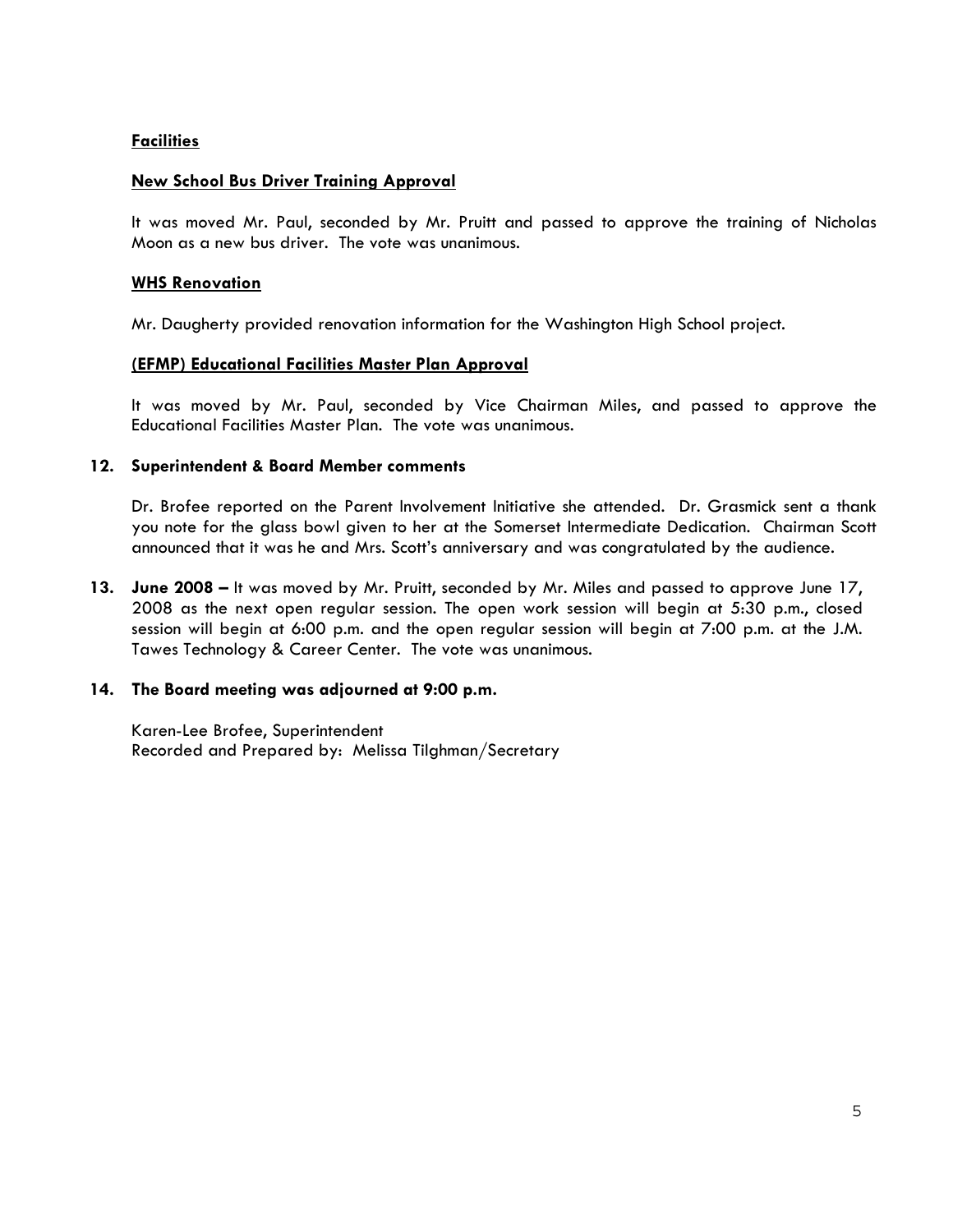**Facilities**

**New School Bus Driver Training Approval**

It was moved Mr. Paul, seconded by Mr. Pruitt and passed to approve the training of Nicholas Moon as a new bus driver. The vote was unanimous.

**WHS Renovation**

Mr. Daugherty provided renovation information for the Washington High School project.

**(EFMP) Educational Facilities Master Plan Approval**

It was moved by Mr. Paul, seconded by Vice Chairman Miles, and passed to approve the Educational Facilities Master Plan. The vote was unanimous.

**12. Superintendent & Board Member comments**

Dr. Brofee reported on the Parent Involvement Initiative she attended. Dr. Grasmick sent a thank you note for the glass bowl given to her at the Somerset Intermediate Dedication. Chairman Scott announced that it was he and Mrs. Scott's anniversary and was congratulated by the audience.

**13. June 2008 –** It was moved by Mr. Pruitt, seconded by Mr. Miles and passed to approve June 17, 2008 as the next open regular session. The open work session will begin at 5:30 p.m., closed session will begin at 6:00 p.m. and the open regular session will begin at 7:00 p.m. at the J.M. Tawes Technology & Career Center. The vote was unanimous.

**14. The Board meeting was adjourned at 9:00 p.m.**

Karen-Lee Brofee, Superintendent
Recorded and Prepared by: Melissa Tilghman/Secretary